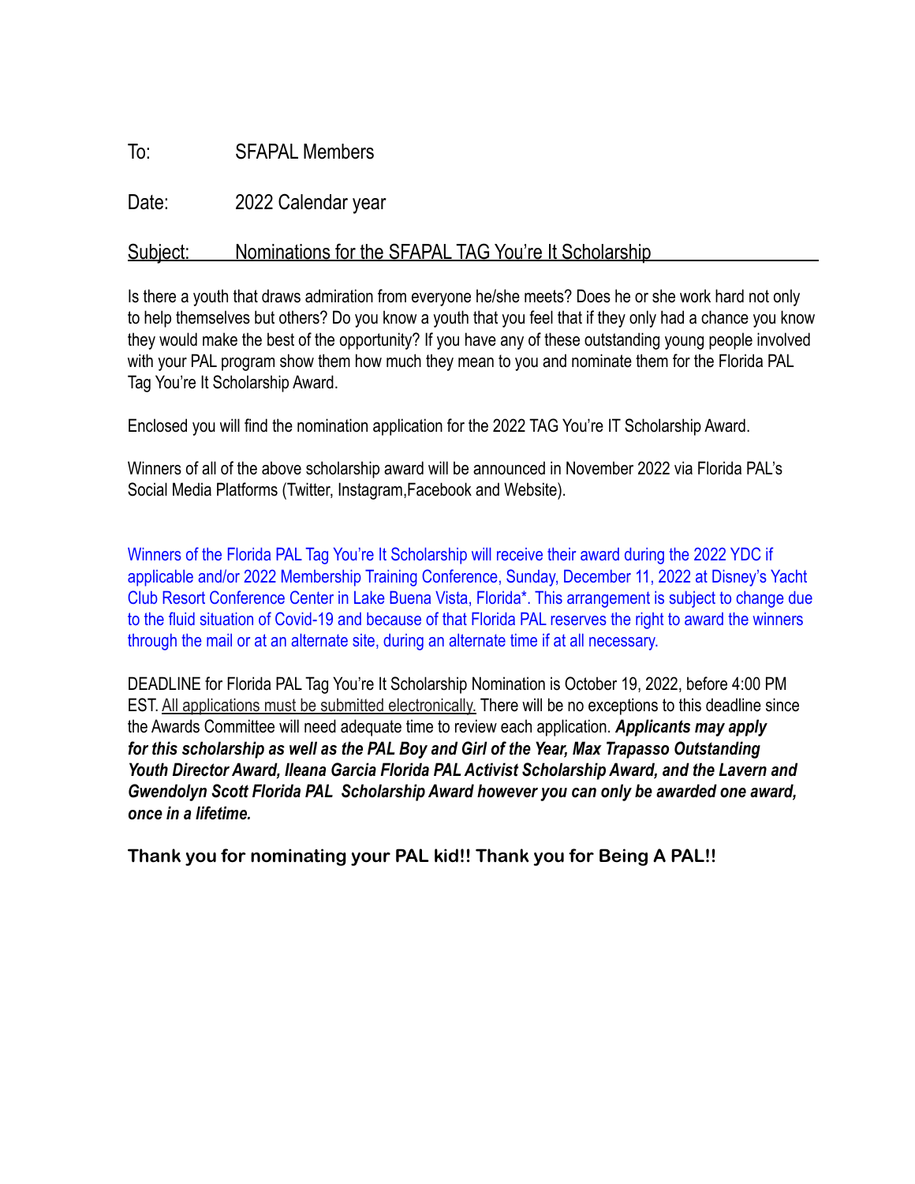To: SFAPAL Members

Date: 2022 Calendar year

Subject: Nominations for the SFAPAL TAG You're It Scholarship

Is there a youth that draws admiration from everyone he/she meets? Does he or she work hard not only to help themselves but others? Do you know a youth that you feel that if they only had a chance you know they would make the best of the opportunity? If you have any of these outstanding young people involved with your PAL program show them how much they mean to you and nominate them for the Florida PAL Tag You're It Scholarship Award.

Enclosed you will find the nomination application for the 2022 TAG You're IT Scholarship Award.

Winners of all of the above scholarship award will be announced in November 2022 via Florida PAL's Social Media Platforms (Twitter, Instagram,Facebook and Website).

Winners of the Florida PAL Tag You're It Scholarship will receive their award during the 2022 YDC if applicable and/or 2022 Membership Training Conference, Sunday, December 11, 2022 at Disney's Yacht Club Resort Conference Center in Lake Buena Vista, Florida*. This arrangement is subject to change due to the fluid situation of Covid-19 and because of that Florida PAL reserves the right to award the winners through the mail or at an alternate site, during an alternate time if at all necessary.

DEADLINE for Florida PAL Tag You're It Scholarship Nomination is October 19, 2022, before 4:00 PM EST. All applications must be submitted electronically. There will be no exceptions to this deadline since the Awards Committee will need adequate time to review each application. ***Applicants may apply for this scholarship as well as the PAL Boy and Girl of the Year, Max Trapasso Outstanding Youth Director Award, Ileana Garcia Florida PAL Activist Scholarship Award, and the Lavern and Gwendolyn Scott Florida PAL Scholarship Award however you can only be awarded one award, once in a lifetime.***

**Thank you for nominating your PAL kid!! Thank you for Being A PAL!!**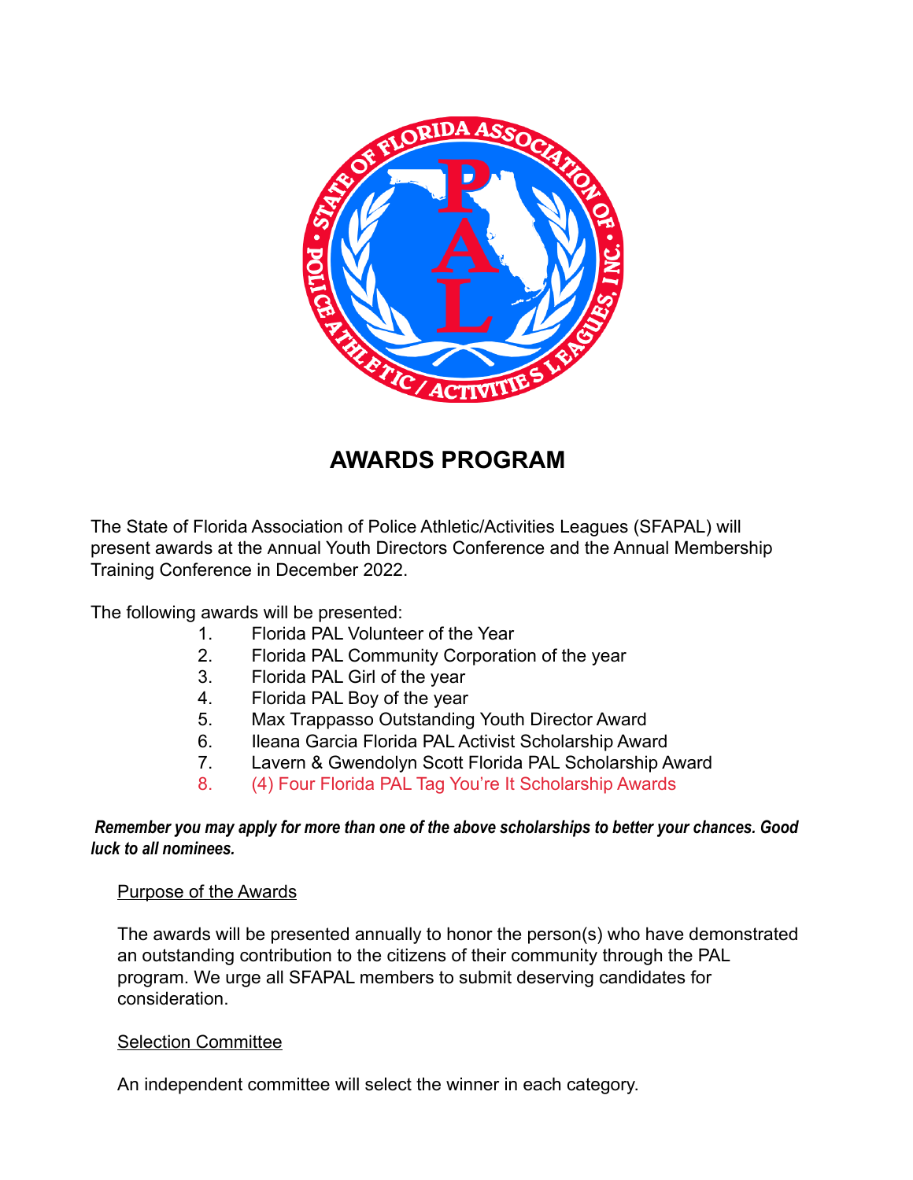# AWARDS PROGRAM

The State of Florida Association of Police Athletic/Activities Leagues (SFAPAL) will present awards at the Annual Youth Directors Conference and the Annual Membership Training Conference in December 2022.

The following awards will be presented:

1. Florida PAL Volunteer of the Year
2. Florida PAL Community Corporation of the year
3. Florida PAL Girl of the year
4. Florida PAL Boy of the year
5. Max Trappasso Outstanding Youth Director Award
6. Ileana Garcia Florida PAL Activist Scholarship Award
7. Lavern & Gwendolyn Scott Florida PAL Scholarship Award
8. (4) Four Florida PAL Tag You're It Scholarship Awards

***Remember you may apply for more than one of the above scholarships to better your chances. Good luck to all nominees.***

## Purpose of the Awards

The awards will be presented annually to honor the person(s) who have demonstrated an outstanding contribution to the citizens of their community through the PAL program. We urge all SFAPAL members to submit deserving candidates for consideration.

## Selection Committee

An independent committee will select the winner in each category.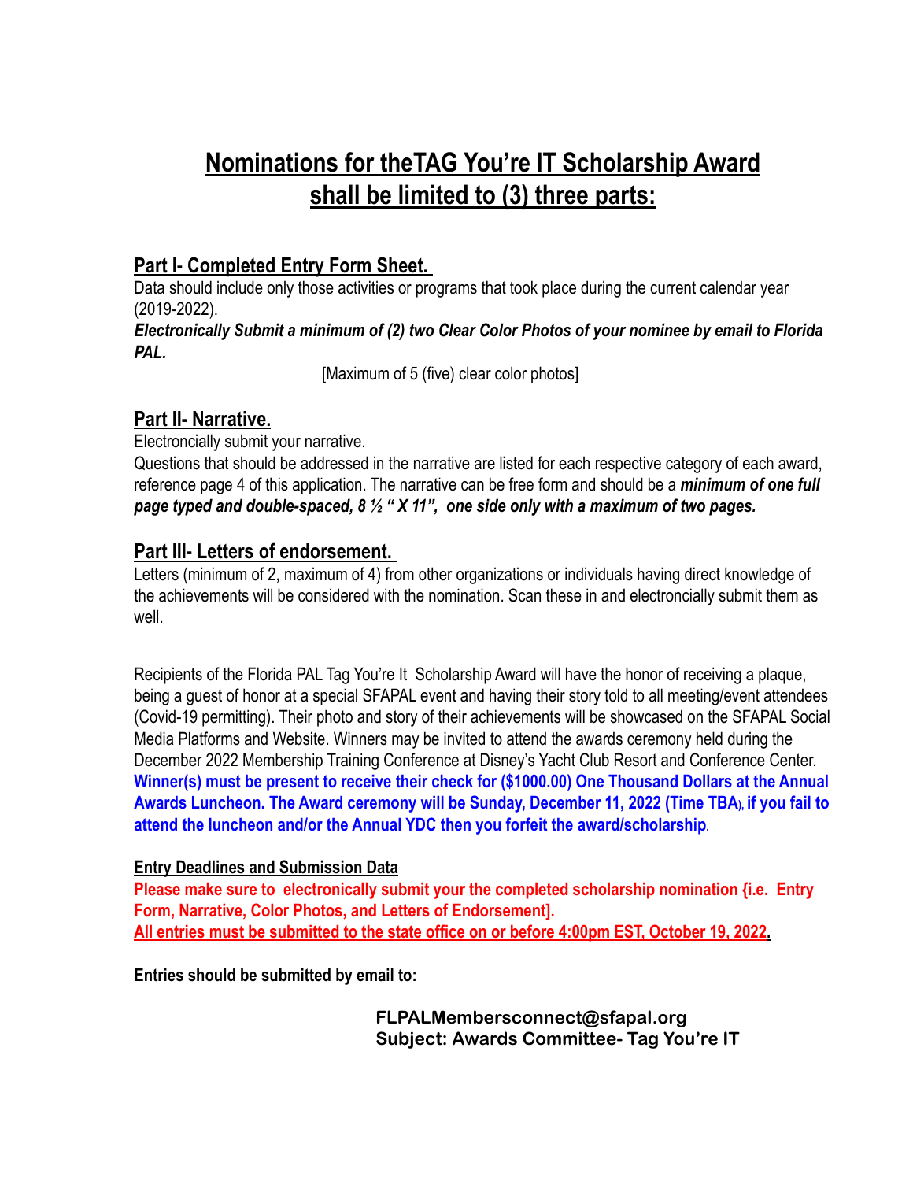# Nominations for theTAG You're IT Scholarship Award shall be limited to (3) three parts:

## Part I- Completed Entry Form Sheet.

Data should include only those activities or programs that took place during the current calendar year (2019-2022).

***Electronically Submit a minimum of (2) two Clear Color Photos of your nominee by email to Florida PAL.***

[Maximum of 5 (five) clear color photos]

## Part II- Narrative.

Electroncially submit your narrative.

Questions that should be addressed in the narrative are listed for each respective category of each award, reference page 4 of this application. The narrative can be free form and should be a ***minimum of one full page typed and double-spaced, 8 ½ " X 11", one side only with a maximum of two pages.***

## Part III- Letters of endorsement.

Letters (minimum of 2, maximum of 4) from other organizations or individuals having direct knowledge of the achievements will be considered with the nomination. Scan these in and electroncially submit them as well.

Recipients of the Florida PAL Tag You're It Scholarship Award will have the honor of receiving a plaque, being a guest of honor at a special SFAPAL event and having their story told to all meeting/event attendees (Covid-19 permitting). Their photo and story of their achievements will be showcased on the SFAPAL Social Media Platforms and Website. Winners may be invited to attend the awards ceremony held during the December 2022 Membership Training Conference at Disney's Yacht Club Resort and Conference Center. **Winner(s) must be present to receive their check for ($1000.00) One Thousand Dollars at the Annual Awards Luncheon. The Award ceremony will be Sunday, December 11, 2022 (Time TBA), if you fail to attend the luncheon and/or the Annual YDC then you forfeit the award/scholarship**.

**Entry Deadlines and Submission Data**

**Please make sure to electronically submit your the completed scholarship nomination {i.e. Entry Form, Narrative, Color Photos, and Letters of Endorsement].**

**All entries must be submitted to the state office on or before 4:00pm EST, October 19, 2022.**

**Entries should be submitted by email to:**

**FLPALMembersconnect@sfapal.org**
**Subject: Awards Committee- Tag You're IT**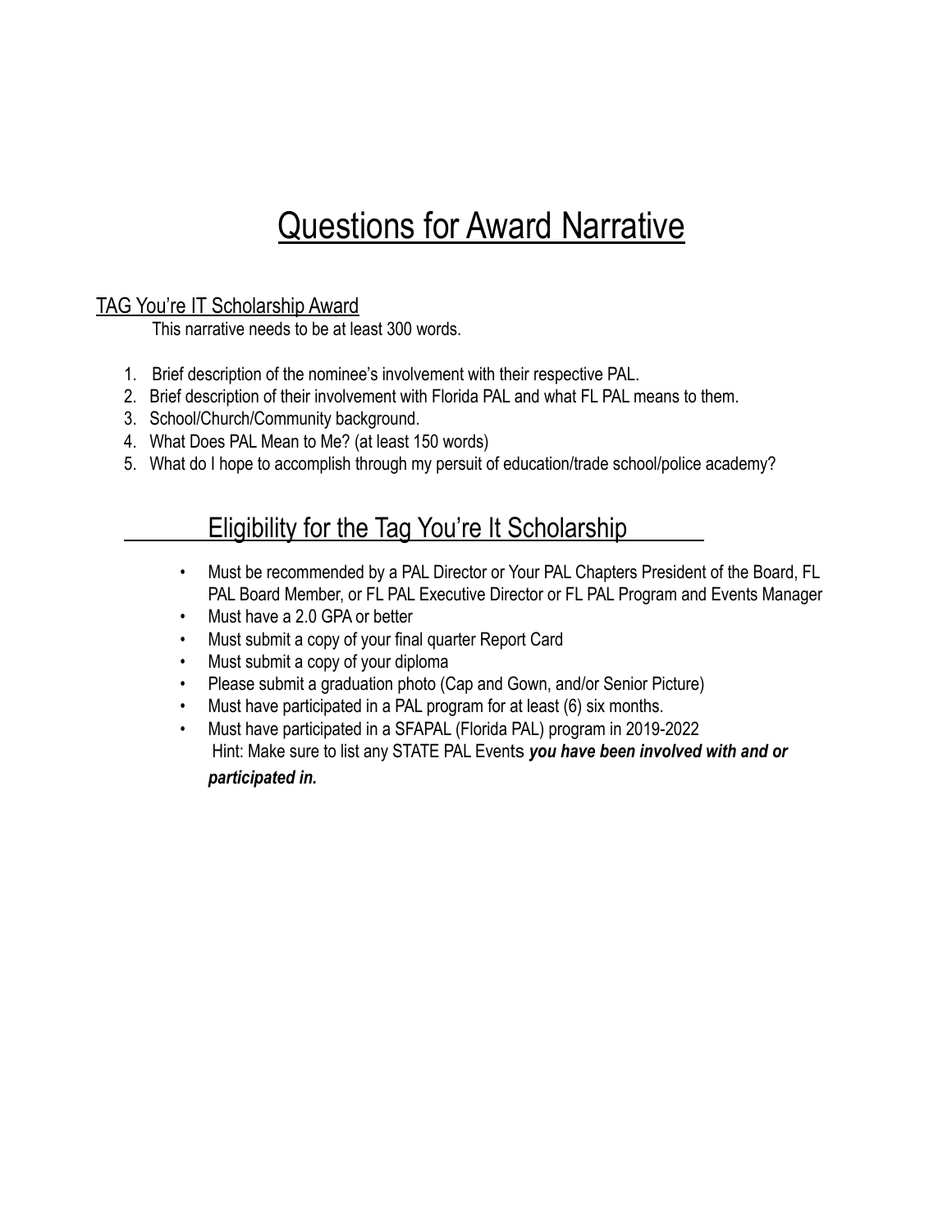# Questions for Award Narrative

## TAG You're IT Scholarship Award

This narrative needs to be at least 300 words.

1. Brief description of the nominee's involvement with their respective PAL.
2. Brief description of their involvement with Florida PAL and what FL PAL means to them.
3. School/Church/Community background.
4. What Does PAL Mean to Me? (at least 150 words)
5. What do I hope to accomplish through my persuit of education/trade school/police academy?

## Eligibility for the Tag You're It Scholarship

- Must be recommended by a PAL Director or Your PAL Chapters President of the Board, FL PAL Board Member, or FL PAL Executive Director or FL PAL Program and Events Manager
- Must have a 2.0 GPA or better
- Must submit a copy of your final quarter Report Card
- Must submit a copy of your diploma
- Please submit a graduation photo (Cap and Gown, and/or Senior Picture)
- Must have participated in a PAL program for at least (6) six months.
- Must have participated in a SFAPAL (Florida PAL) program in 2019-2022
  Hint: Make sure to list any STATE PAL Events ***you have been involved with and or participated in.***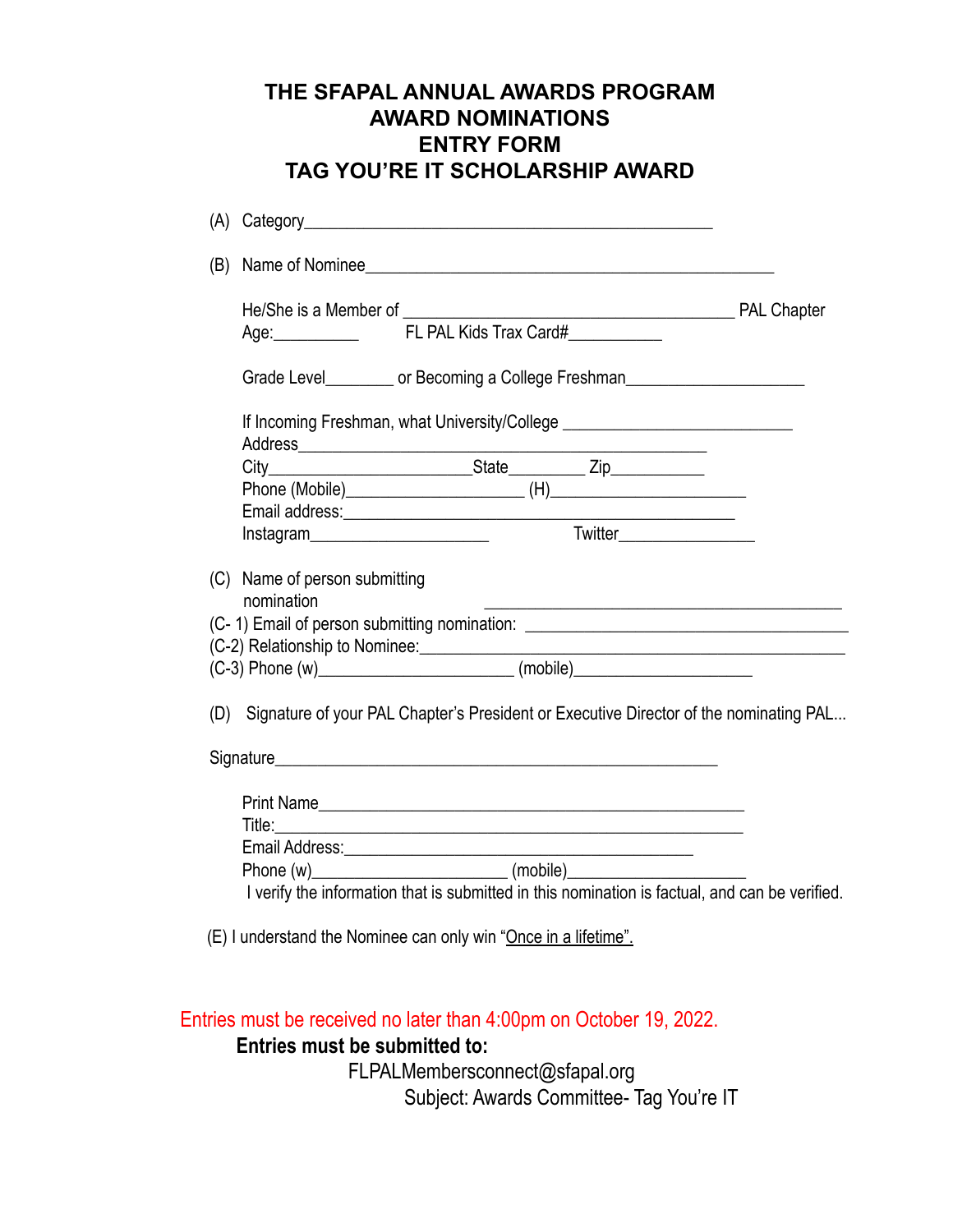# THE SFAPAL ANNUAL AWARDS PROGRAM
# AWARD NOMINATIONS
# ENTRY FORM
# TAG YOU'RE IT SCHOLARSHIP AWARD

(A) Category_______________________________________________

(B) Name of Nominee_______________________________________________

He/She is a Member of _____________________________________ PAL Chapter

Age:__________ FL PAL Kids Trax Card#___________

Grade Level________ or Becoming a College Freshman____________________

If Incoming Freshman, what University/College _________________________

Address_____________________________________________

City______________________State________ Zip__________

Phone (Mobile)____________________ (H)______________________

Email address:_____________________________________________

Instagram____________________ Twitter_______________

(C) Name of person submitting nomination _______________________________________

(C- 1) Email of person submitting nomination: ______________________________________

(C-2) Relationship to Nominee:_______________________________________________

(C-3) Phone (w)______________________ (mobile)____________________

(D) Signature of your PAL Chapter's President or Executive Director of the nominating PAL...

Signature__________________________________________________

Print Name________________________________________________

Title:_____________________________________________________

Email Address:_______________________________________

Phone (w)______________________ (mobile)____________________

I verify the information that is submitted in this nomination is factual, and can be verified.

(E) I understand the Nominee can only win "Once in a lifetime".

Entries must be received no later than 4:00pm on October 19, 2022.

**Entries must be submitted to:**

FLPALMembersconnect@sfapal.org

Subject: Awards Committee- Tag You're IT